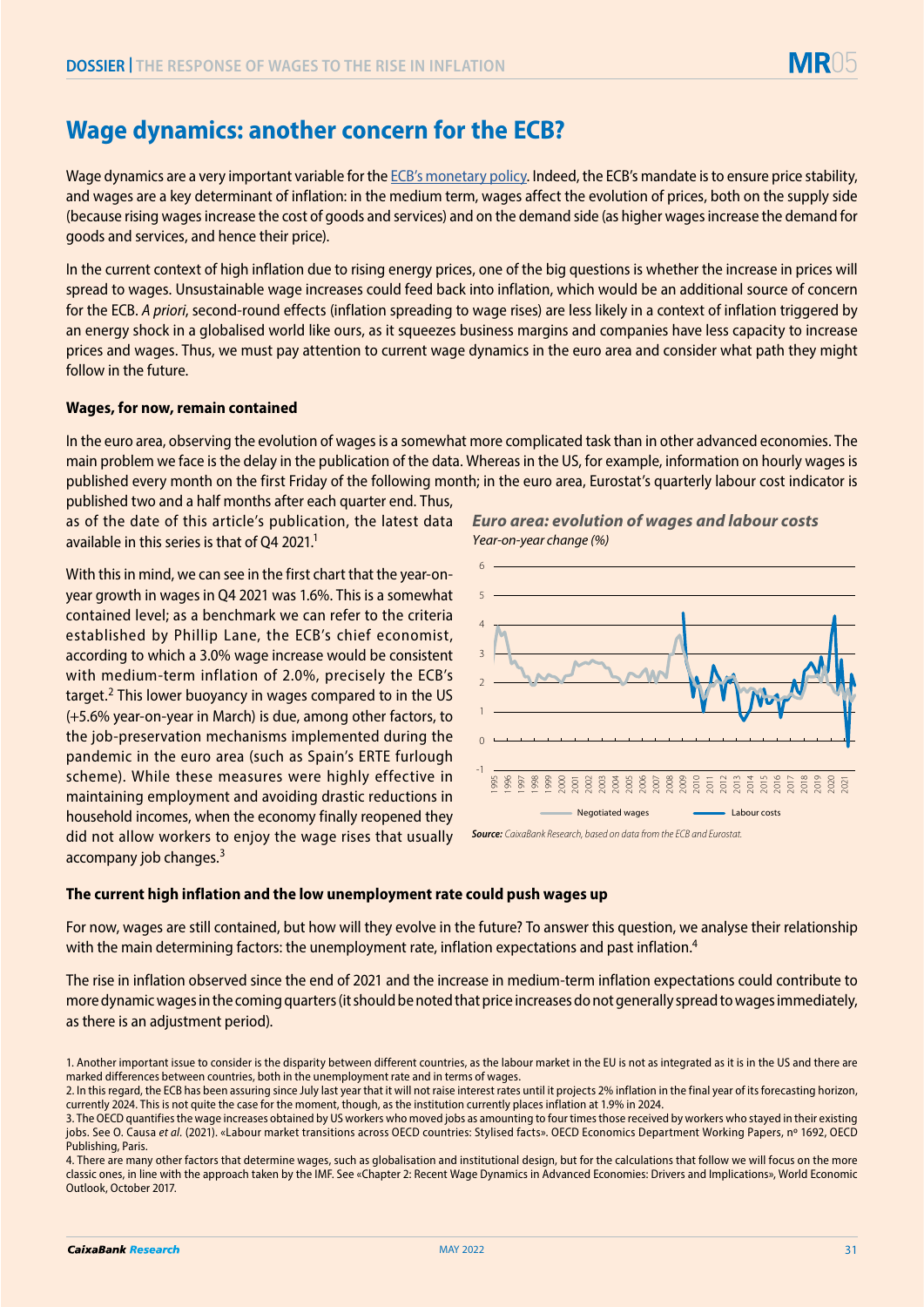# Wage dynamics: another concern for the ECB?

Wage dynamics are a very important variable for the ECB's monetary policy. Indeed, the ECB's mandate is to ensure price stability, and wages are a key determinant of inflation: in the medium term, wages affect the evolution of prices, both on the supply side (because rising wages increase the cost of goods and services) and on the demand side (as higher wages increase the demand for goods and services, and hence their price).

In the current context of high inflation due to rising energy prices, one of the big questions is whether the increase in prices will spread to wages. Unsustainable wage increases could feed back into inflation, which would be an additional source of concern for the ECB. *A priori*, second-round effects (inflation spreading to wage rises) are less likely in a context of inflation triggered by an energy shock in a globalised world like ours, as it squeezes business margins and companies have less capacity to increase prices and wages. Thus, we must pay attention to current wage dynamics in the euro area and consider what path they might follow in the future.

### Wages, for now, remain contained

In the euro area, observing the evolution of wages is a somewhat more complicated task than in other advanced economies. The main problem we face is the delay in the publication of the data. Whereas in the US, for example, information on hourly wages is published every month on the first Friday of the following month; in the euro area, Eurostat's quarterly labour cost indicator is published two and a half months after each quarter end. Thus, as of the date of this article's publication, the latest data available in this series is that of Q4 2021.[1]

With this in mind, we can see in the first chart that the year-on-year growth in wages in Q4 2021 was 1.6%. This is a somewhat contained level; as a benchmark we can refer to the criteria established by Phillip Lane, the ECB's chief economist, according to which a 3.0% wage increase would be consistent with medium-term inflation of 2.0%, precisely the ECB's target.[2] This lower buoyancy in wages compared to in the US (+5.6% year-on-year in March) is due, among other factors, to the job-preservation mechanisms implemented during the pandemic in the euro area (such as Spain's ERTE furlough scheme). While these measures were highly effective in maintaining employment and avoiding drastic reductions in household incomes, when the economy finally reopened they did not allow workers to enjoy the wage rises that usually accompany job changes.[3]

***Euro area: evolution of wages and labour costs***
*Year-on-year change (%)*

*Legend: Negotiated wages; Labour costs*

***Source:*** *CaixaBank Research, based on data from the ECB and Eurostat.*

### The current high inflation and the low unemployment rate could push wages up

For now, wages are still contained, but how will they evolve in the future? To answer this question, we analyse their relationship with the main determining factors: the unemployment rate, inflation expectations and past inflation.[4]

The rise in inflation observed since the end of 2021 and the increase in medium-term inflation expectations could contribute to more dynamic wages in the coming quarters (it should be noted that price increases do not generally spread to wages immediately, as there is an adjustment period).

1. Another important issue to consider is the disparity between different countries, as the labour market in the EU is not as integrated as it is in the US and there are marked differences between countries, both in the unemployment rate and in terms of wages.
2. In this regard, the ECB has been assuring since July last year that it will not raise interest rates until it projects 2% inflation in the final year of its forecasting horizon, currently 2024. This is not quite the case for the moment, though, as the institution currently places inflation at 1.9% in 2024.
3. The OECD quantifies the wage increases obtained by US workers who moved jobs as amounting to four times those received by workers who stayed in their existing jobs. See O. Causa *et al.* (2021). «Labour market transitions across OECD countries: Stylised facts». OECD Economics Department Working Papers, nº 1692, OECD Publishing, Paris.
4. There are many other factors that determine wages, such as globalisation and institutional design, but for the calculations that follow we will focus on the more classic ones, in line with the approach taken by the IMF. See «Chapter 2: Recent Wage Dynamics in Advanced Economies: Drivers and Implications», World Economic Outlook, October 2017.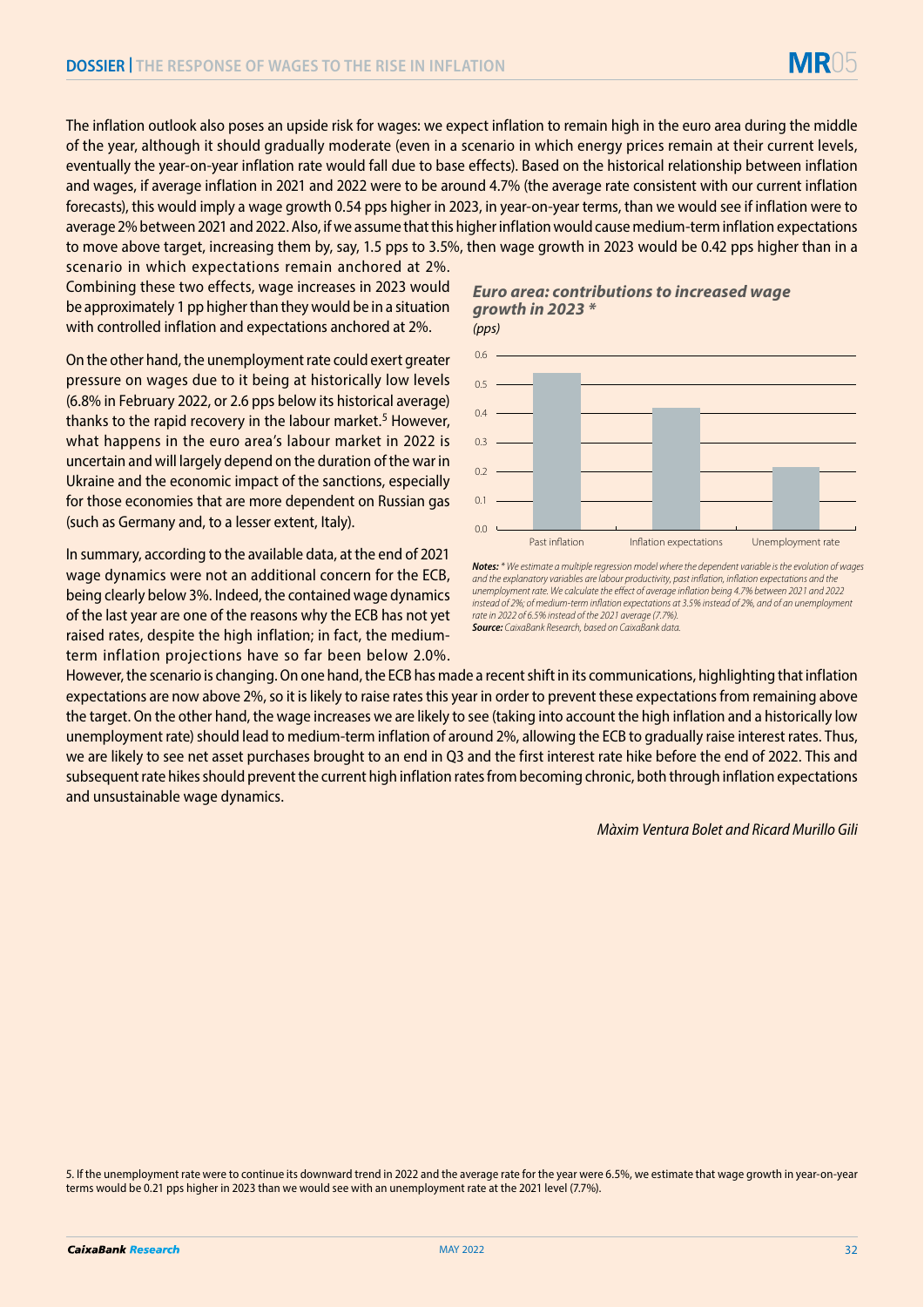The inflation outlook also poses an upside risk for wages: we expect inflation to remain high in the euro area during the middle of the year, although it should gradually moderate (even in a scenario in which energy prices remain at their current levels, eventually the year-on-year inflation rate would fall due to base effects). Based on the historical relationship between inflation and wages, if average inflation in 2021 and 2022 were to be around 4.7% (the average rate consistent with our current inflation forecasts), this would imply a wage growth 0.54 pps higher in 2023, in year-on-year terms, than we would see if inflation were to average 2% between 2021 and 2022. Also, if we assume that this higher inflation would cause medium-term inflation expectations to move above target, increasing them by, say, 1.5 pps to 3.5%, then wage growth in 2023 would be 0.42 pps higher than in a scenario in which expectations remain anchored at 2%. Combining these two effects, wage increases in 2023 would be approximately 1 pp higher than they would be in a situation with controlled inflation and expectations anchored at 2%.

On the other hand, the unemployment rate could exert greater pressure on wages due to it being at historically low levels (6.8% in February 2022, or 2.6 pps below its historical average) thanks to the rapid recovery in the labour market.[5] However, what happens in the euro area's labour market in 2022 is uncertain and will largely depend on the duration of the war in Ukraine and the economic impact of the sanctions, especially for those economies that are more dependent on Russian gas (such as Germany and, to a lesser extent, Italy).

***Euro area: contributions to increased wage growth in 2023 \****

*(pps)*

0.6
0.5
0.4
0.3
0.2
0.1
0.0

Past inflation
Inflation expectations
Unemployment rate

***Notes:*** *\* We estimate a multiple regression model where the dependent variable is the evolution of wages and the explanatory variables are labour productivity, past inflation, inflation expectations and the unemployment rate. We calculate the effect of average inflation being 4.7% between 2021 and 2022 instead of 2%; of medium-term inflation expectations at 3.5% instead of 2%, and of an unemployment rate in 2022 of 6.5% instead of the 2021 average (7.7%).*
***Source:*** *CaixaBank Research, based on CaixaBank data.*

In summary, according to the available data, at the end of 2021 wage dynamics were not an additional concern for the ECB, being clearly below 3%. Indeed, the contained wage dynamics of the last year are one of the reasons why the ECB has not yet raised rates, despite the high inflation; in fact, the medium-term inflation projections have so far been below 2.0%. However, the scenario is changing. On one hand, the ECB has made a recent shift in its communications, highlighting that inflation expectations are now above 2%, so it is likely to raise rates this year in order to prevent these expectations from remaining above the target. On the other hand, the wage increases we are likely to see (taking into account the high inflation and a historically low unemployment rate) should lead to medium-term inflation of around 2%, allowing the ECB to gradually raise interest rates. Thus, we are likely to see net asset purchases brought to an end in Q3 and the first interest rate hike before the end of 2022. This and subsequent rate hikes should prevent the current high inflation rates from becoming chronic, both through inflation expectations and unsustainable wage dynamics.

*Màxim Ventura Bolet and Ricard Murillo Gili*

5. If the unemployment rate were to continue its downward trend in 2022 and the average rate for the year were 6.5%, we estimate that wage growth in year-on-year terms would be 0.21 pps higher in 2023 than we would see with an unemployment rate at the 2021 level (7.7%).